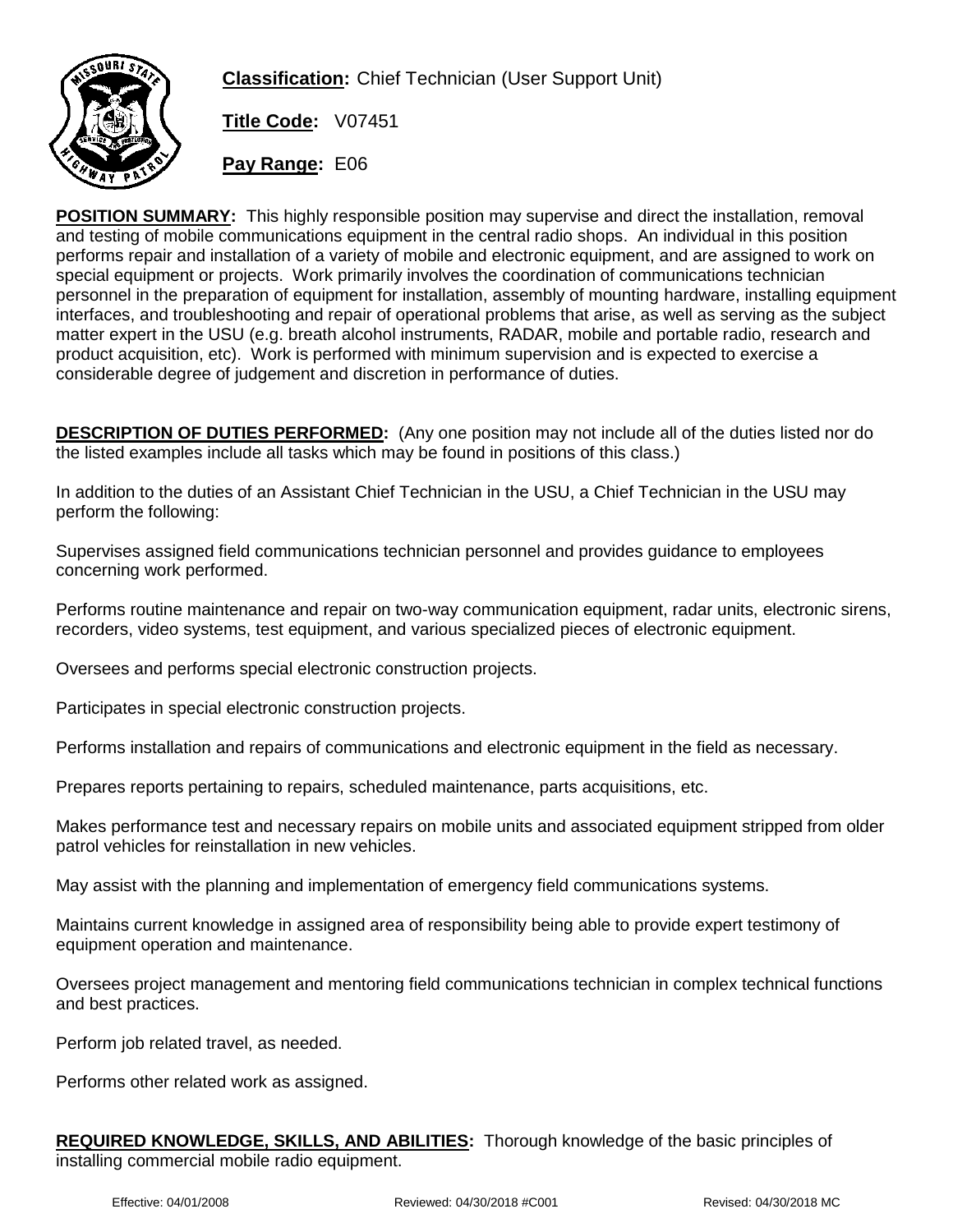**Classification:** Chief Technician (User Support Unit)

**Title Code:** V07451

**Pay Range:** E06

**POSITION SUMMARY:** This highly responsible position may supervise and direct the installation, removal and testing of mobile communications equipment in the central radio shops. An individual in this position performs repair and installation of a variety of mobile and electronic equipment, and are assigned to work on special equipment or projects. Work primarily involves the coordination of communications technician personnel in the preparation of equipment for installation, assembly of mounting hardware, installing equipment interfaces, and troubleshooting and repair of operational problems that arise, as well as serving as the subject matter expert in the USU (e.g. breath alcohol instruments, RADAR, mobile and portable radio, research and product acquisition, etc). Work is performed with minimum supervision and is expected to exercise a considerable degree of judgement and discretion in performance of duties.

**DESCRIPTION OF DUTIES PERFORMED:** (Any one position may not include all of the duties listed nor do the listed examples include all tasks which may be found in positions of this class.)

In addition to the duties of an Assistant Chief Technician in the USU, a Chief Technician in the USU may perform the following:

Supervises assigned field communications technician personnel and provides guidance to employees concerning work performed.

Performs routine maintenance and repair on two-way communication equipment, radar units, electronic sirens, recorders, video systems, test equipment, and various specialized pieces of electronic equipment.

Oversees and performs special electronic construction projects.

Participates in special electronic construction projects.

Performs installation and repairs of communications and electronic equipment in the field as necessary.

Prepares reports pertaining to repairs, scheduled maintenance, parts acquisitions, etc.

Makes performance test and necessary repairs on mobile units and associated equipment stripped from older patrol vehicles for reinstallation in new vehicles.

May assist with the planning and implementation of emergency field communications systems.

Maintains current knowledge in assigned area of responsibility being able to provide expert testimony of equipment operation and maintenance.

Oversees project management and mentoring field communications technician in complex technical functions and best practices.

Perform job related travel, as needed.

Performs other related work as assigned.

**REQUIRED KNOWLEDGE, SKILLS, AND ABILITIES:** Thorough knowledge of the basic principles of installing commercial mobile radio equipment.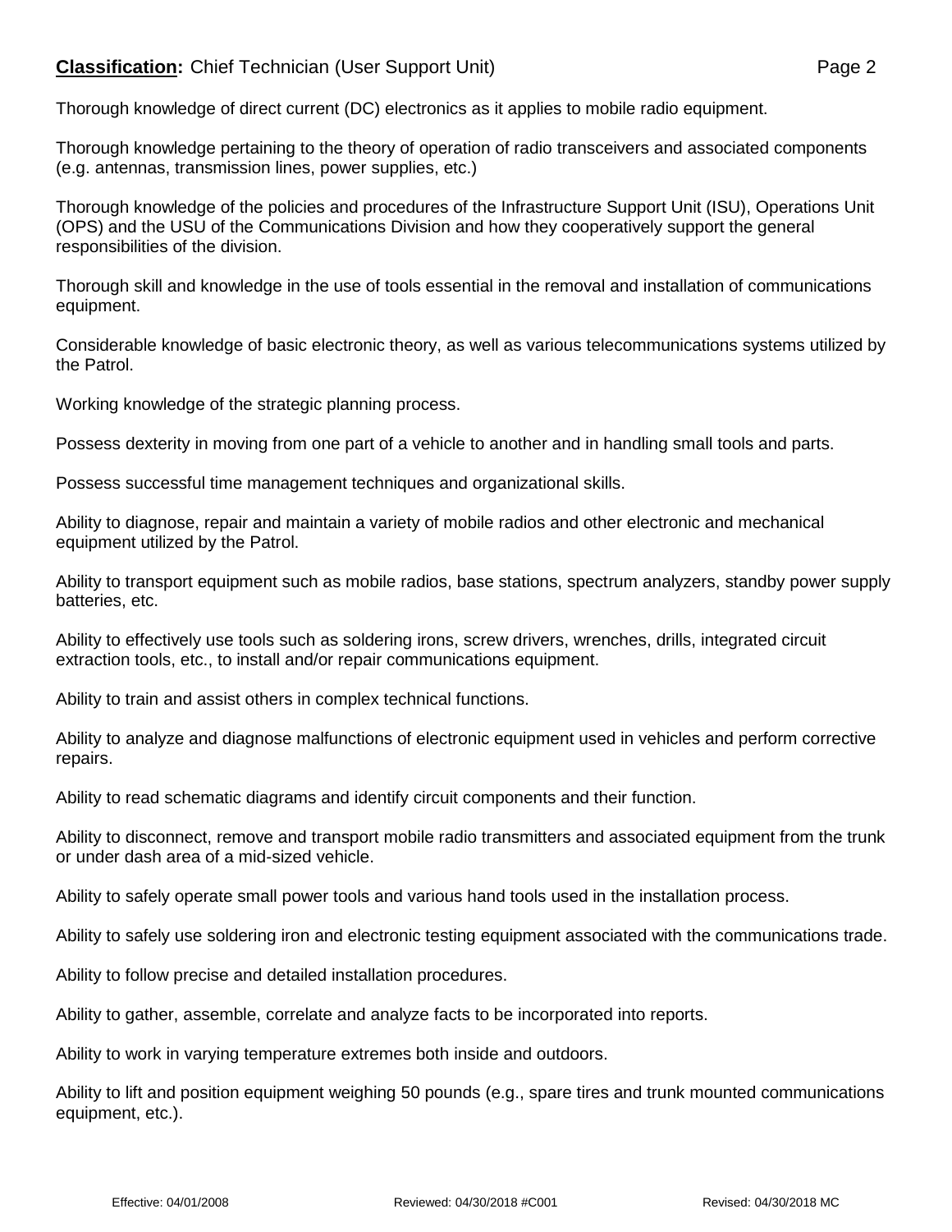Thorough knowledge of direct current (DC) electronics as it applies to mobile radio equipment.

Thorough knowledge pertaining to the theory of operation of radio transceivers and associated components (e.g. antennas, transmission lines, power supplies, etc.)

Thorough knowledge of the policies and procedures of the Infrastructure Support Unit (ISU), Operations Unit (OPS) and the USU of the Communications Division and how they cooperatively support the general responsibilities of the division.

Thorough skill and knowledge in the use of tools essential in the removal and installation of communications equipment.

Considerable knowledge of basic electronic theory, as well as various telecommunications systems utilized by the Patrol.

Working knowledge of the strategic planning process.

Possess dexterity in moving from one part of a vehicle to another and in handling small tools and parts.

Possess successful time management techniques and organizational skills.

Ability to diagnose, repair and maintain a variety of mobile radios and other electronic and mechanical equipment utilized by the Patrol.

Ability to transport equipment such as mobile radios, base stations, spectrum analyzers, standby power supply batteries, etc.

Ability to effectively use tools such as soldering irons, screw drivers, wrenches, drills, integrated circuit extraction tools, etc., to install and/or repair communications equipment.

Ability to train and assist others in complex technical functions.

Ability to analyze and diagnose malfunctions of electronic equipment used in vehicles and perform corrective repairs.

Ability to read schematic diagrams and identify circuit components and their function.

Ability to disconnect, remove and transport mobile radio transmitters and associated equipment from the trunk or under dash area of a mid-sized vehicle.

Ability to safely operate small power tools and various hand tools used in the installation process.

Ability to safely use soldering iron and electronic testing equipment associated with the communications trade.

Ability to follow precise and detailed installation procedures.

Ability to gather, assemble, correlate and analyze facts to be incorporated into reports.

Ability to work in varying temperature extremes both inside and outdoors.

Ability to lift and position equipment weighing 50 pounds (e.g., spare tires and trunk mounted communications equipment, etc.).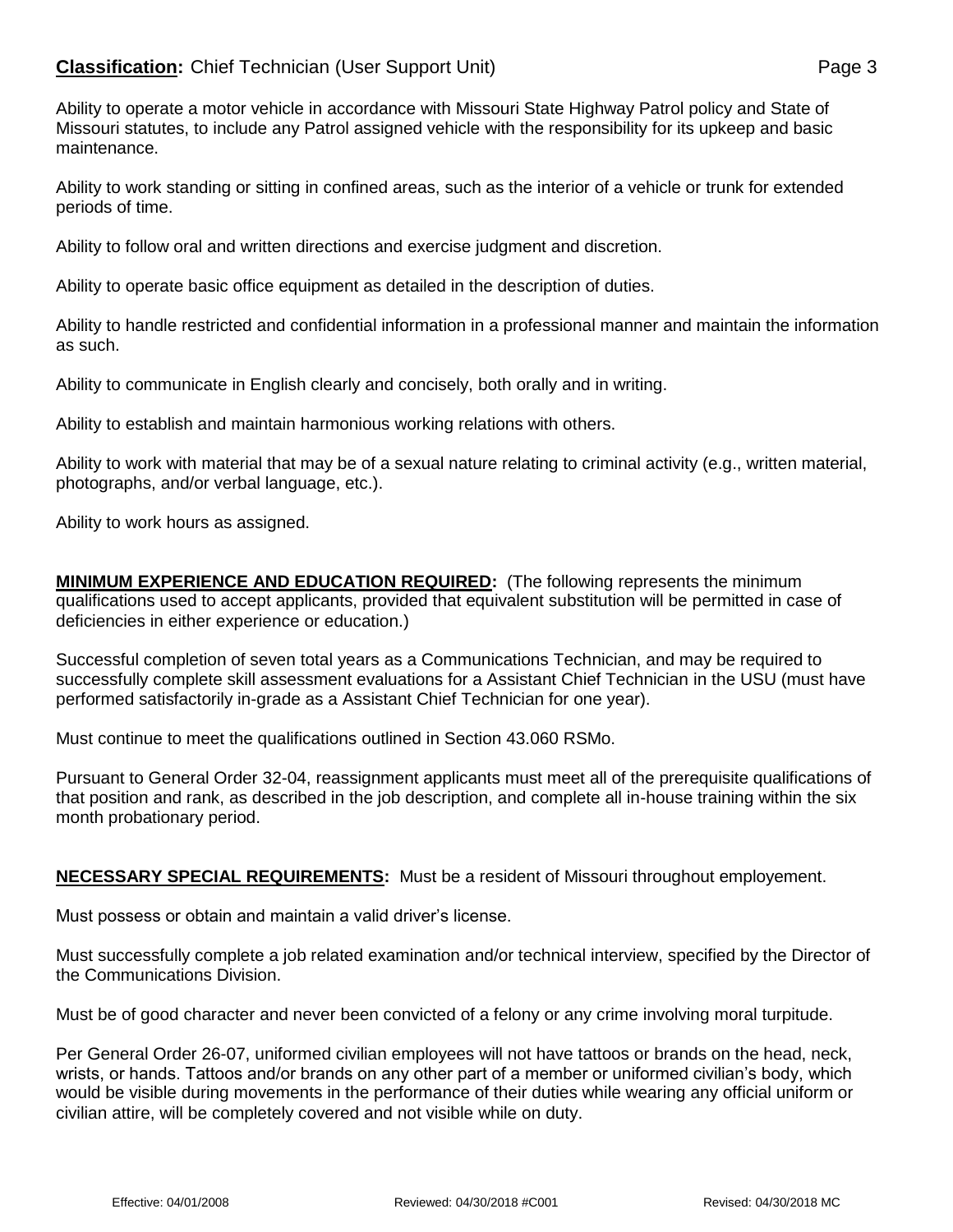Ability to operate a motor vehicle in accordance with Missouri State Highway Patrol policy and State of Missouri statutes, to include any Patrol assigned vehicle with the responsibility for its upkeep and basic maintenance.

Ability to work standing or sitting in confined areas, such as the interior of a vehicle or trunk for extended periods of time.

Ability to follow oral and written directions and exercise judgment and discretion.

Ability to operate basic office equipment as detailed in the description of duties.

Ability to handle restricted and confidential information in a professional manner and maintain the information as such.

Ability to communicate in English clearly and concisely, both orally and in writing.

Ability to establish and maintain harmonious working relations with others.

Ability to work with material that may be of a sexual nature relating to criminal activity (e.g., written material, photographs, and/or verbal language, etc.).

Ability to work hours as assigned.

**MINIMUM EXPERIENCE AND EDUCATION REQUIRED:** (The following represents the minimum qualifications used to accept applicants, provided that equivalent substitution will be permitted in case of deficiencies in either experience or education.)

Successful completion of seven total years as a Communications Technician, and may be required to successfully complete skill assessment evaluations for a Assistant Chief Technician in the USU (must have performed satisfactorily in-grade as a Assistant Chief Technician for one year).

Must continue to meet the qualifications outlined in Section 43.060 RSMo.

Pursuant to General Order 32-04, reassignment applicants must meet all of the prerequisite qualifications of that position and rank, as described in the job description, and complete all in-house training within the six month probationary period.

**NECESSARY SPECIAL REQUIREMENTS:** Must be a resident of Missouri throughout employement.

Must possess or obtain and maintain a valid driver's license.

Must successfully complete a job related examination and/or technical interview, specified by the Director of the Communications Division.

Must be of good character and never been convicted of a felony or any crime involving moral turpitude.

Per General Order 26-07, uniformed civilian employees will not have tattoos or brands on the head, neck, wrists, or hands. Tattoos and/or brands on any other part of a member or uniformed civilian's body, which would be visible during movements in the performance of their duties while wearing any official uniform or civilian attire, will be completely covered and not visible while on duty.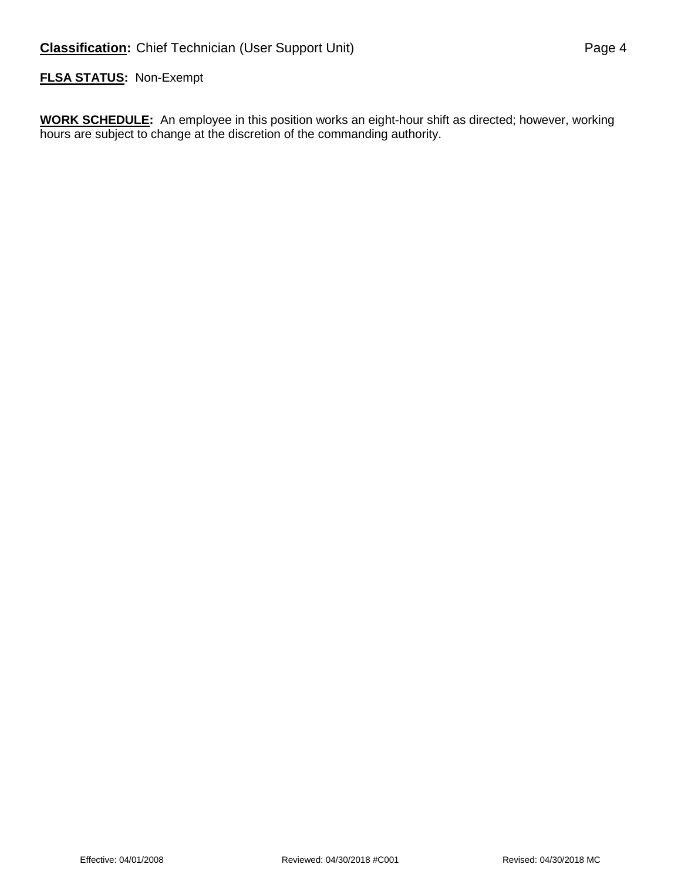**FLSA STATUS:** Non-Exempt

**WORK SCHEDULE:** An employee in this position works an eight-hour shift as directed; however, working hours are subject to change at the discretion of the commanding authority.